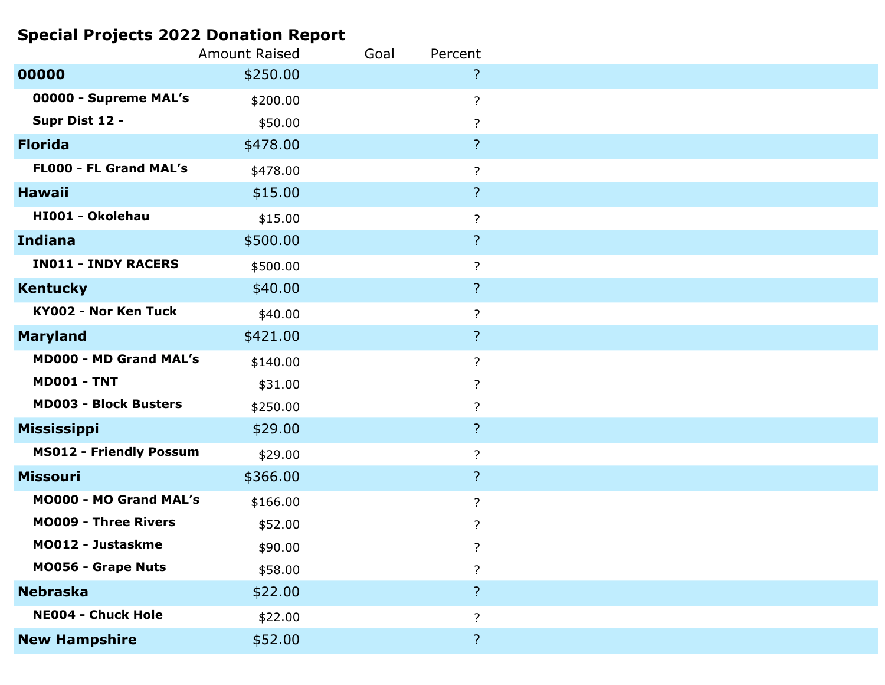# Special Projects 2022 Donation Report

| | Amount Raised | Goal | Percent |
|---|---|---|---|
| **00000** | $250.00 | | ? |
| **00000 - Supreme MAL's** | $200.00 | | ? |
| **Supr Dist 12 -** | $50.00 | | ? |
| **Florida** | $478.00 | | ? |
| **FL000 - FL Grand MAL's** | $478.00 | | ? |
| **Hawaii** | $15.00 | | ? |
| **HI001 - Okolehau** | $15.00 | | ? |
| **Indiana** | $500.00 | | ? |
| **IN011 - INDY RACERS** | $500.00 | | ? |
| **Kentucky** | $40.00 | | ? |
| **KY002 - Nor Ken Tuck** | $40.00 | | ? |
| **Maryland** | $421.00 | | ? |
| **MD000 - MD Grand MAL's** | $140.00 | | ? |
| **MD001 - TNT** | $31.00 | | ? |
| **MD003 - Block Busters** | $250.00 | | ? |
| **Mississippi** | $29.00 | | ? |
| **MS012 - Friendly Possum** | $29.00 | | ? |
| **Missouri** | $366.00 | | ? |
| **MO000 - MO Grand MAL's** | $166.00 | | ? |
| **MO009 - Three Rivers** | $52.00 | | ? |
| **MO012 - Justaskme** | $90.00 | | ? |
| **MO056 - Grape Nuts** | $58.00 | | ? |
| **Nebraska** | $22.00 | | ? |
| **NE004 - Chuck Hole** | $22.00 | | ? |
| **New Hampshire** | $52.00 | | ? |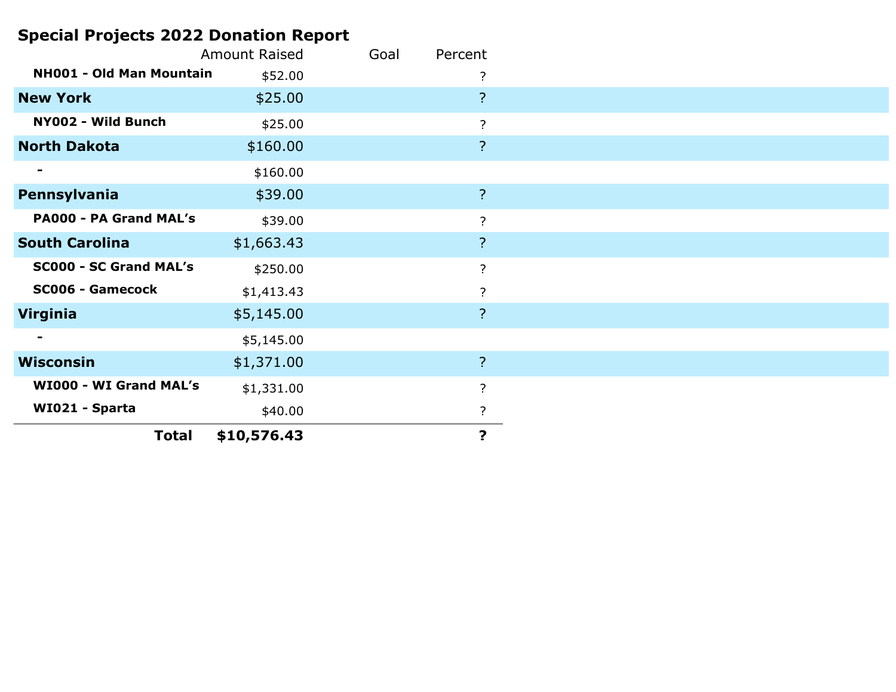## Special Projects 2022 Donation Report

| | Amount Raised | Goal | Percent |
|---|---|---|---|
| **NH001 - Old Man Mountain** | $52.00 | | ? |
| **New York** | $25.00 | | ? |
| **NY002 - Wild Bunch** | $25.00 | | ? |
| **North Dakota** | $160.00 | | ? |
| **-** | $160.00 | | |
| **Pennsylvania** | $39.00 | | ? |
| **PA000 - PA Grand MAL's** | $39.00 | | ? |
| **South Carolina** | $1,663.43 | | ? |
| **SC000 - SC Grand MAL's** | $250.00 | | ? |
| **SC006 - Gamecock** | $1,413.43 | | ? |
| **Virginia** | $5,145.00 | | ? |
| **-** | $5,145.00 | | |
| **Wisconsin** | $1,371.00 | | ? |
| **WI000 - WI Grand MAL's** | $1,331.00 | | ? |
| **WI021 - Sparta** | $40.00 | | ? |
| **Total** | **$10,576.43** | | **?** |